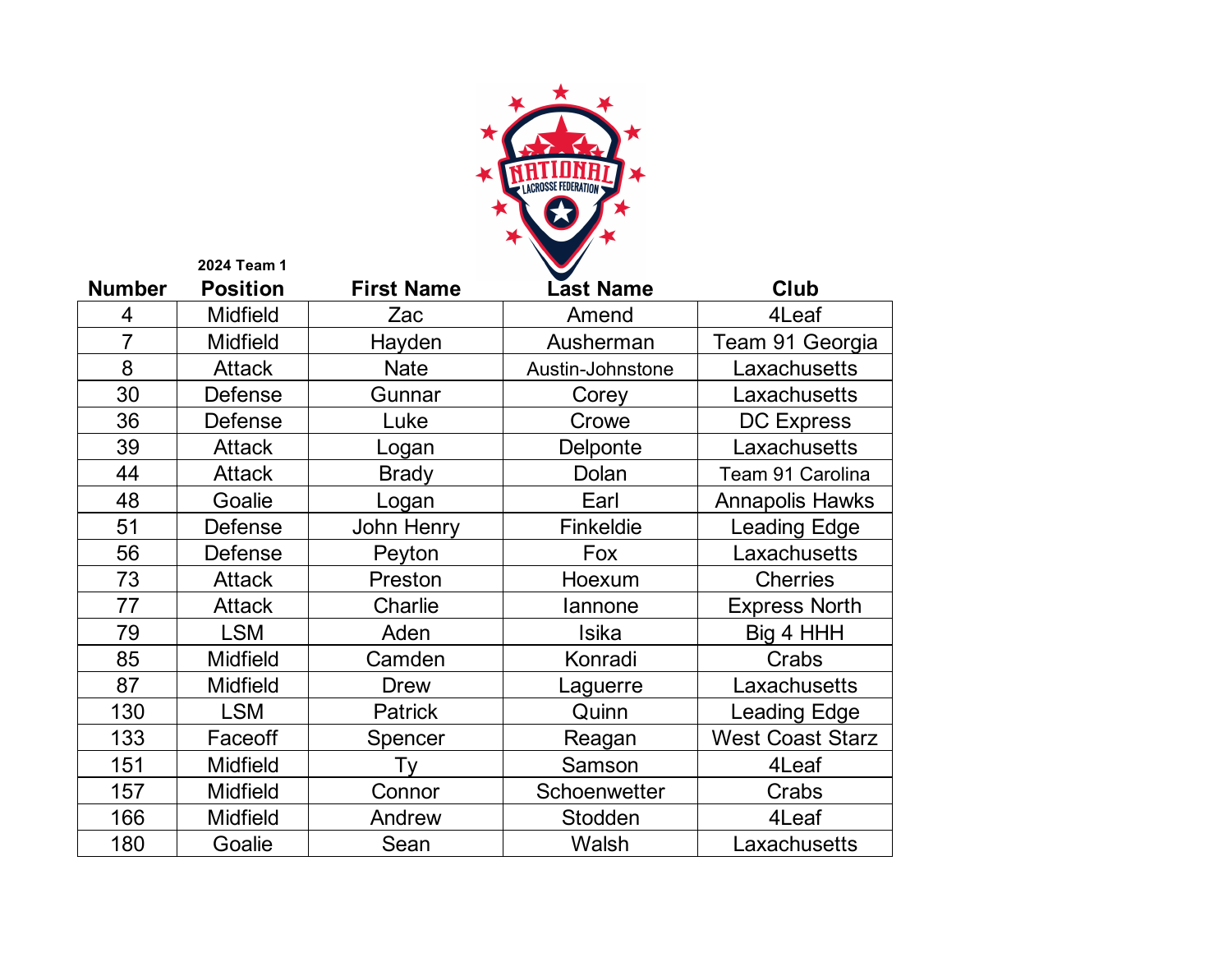NATIONAL LACROSSE FEDERATION

2024 Team 1

| Number | Position | First Name | Last Name | Club |
|---|---|---|---|---|
| 4 | Midfield | Zac | Amend | 4Leaf |
| 7 | Midfield | Hayden | Ausherman | Team 91 Georgia |
| 8 | Attack | Nate | Austin-Johnstone | Laxachusetts |
| 30 | Defense | Gunnar | Corey | Laxachusetts |
| 36 | Defense | Luke | Crowe | DC Express |
| 39 | Attack | Logan | Delponte | Laxachusetts |
| 44 | Attack | Brady | Dolan | Team 91 Carolina |
| 48 | Goalie | Logan | Earl | Annapolis Hawks |
| 51 | Defense | John Henry | Finkeldie | Leading Edge |
| 56 | Defense | Peyton | Fox | Laxachusetts |
| 73 | Attack | Preston | Hoexum | Cherries |
| 77 | Attack | Charlie | Iannone | Express North |
| 79 | LSM | Aden | Isika | Big 4 HHH |
| 85 | Midfield | Camden | Konradi | Crabs |
| 87 | Midfield | Drew | Laguerre | Laxachusetts |
| 130 | LSM | Patrick | Quinn | Leading Edge |
| 133 | Faceoff | Spencer | Reagan | West Coast Starz |
| 151 | Midfield | Ty | Samson | 4Leaf |
| 157 | Midfield | Connor | Schoenwetter | Crabs |
| 166 | Midfield | Andrew | Stodden | 4Leaf |
| 180 | Goalie | Sean | Walsh | Laxachusetts |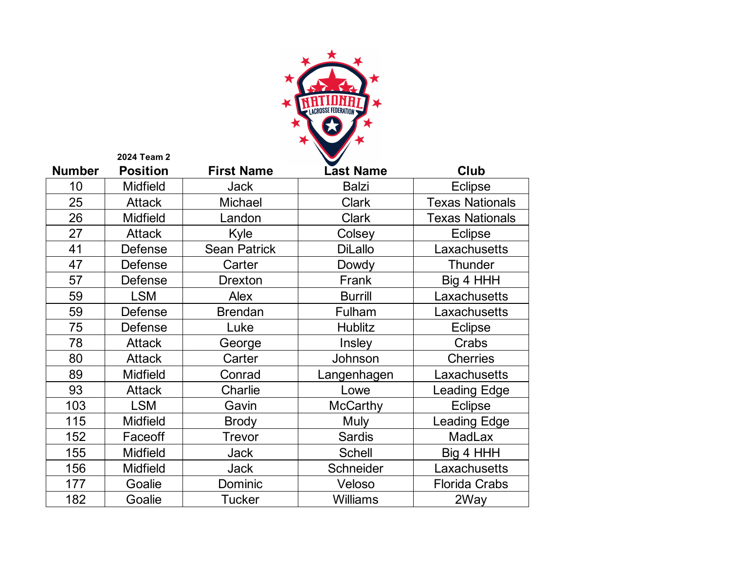2024 Team 2

| Number | Position | First Name | Last Name | Club |
|---|---|---|---|---|
| 10 | Midfield | Jack | Balzi | Eclipse |
| 25 | Attack | Michael | Clark | Texas Nationals |
| 26 | Midfield | Landon | Clark | Texas Nationals |
| 27 | Attack | Kyle | Colsey | Eclipse |
| 41 | Defense | Sean Patrick | DiLallo | Laxachusetts |
| 47 | Defense | Carter | Dowdy | Thunder |
| 57 | Defense | Drexton | Frank | Big 4 HHH |
| 59 | LSM | Alex | Burrill | Laxachusetts |
| 59 | Defense | Brendan | Fulham | Laxachusetts |
| 75 | Defense | Luke | Hublitz | Eclipse |
| 78 | Attack | George | Insley | Crabs |
| 80 | Attack | Carter | Johnson | Cherries |
| 89 | Midfield | Conrad | Langenhagen | Laxachusetts |
| 93 | Attack | Charlie | Lowe | Leading Edge |
| 103 | LSM | Gavin | McCarthy | Eclipse |
| 115 | Midfield | Brody | Muly | Leading Edge |
| 152 | Faceoff | Trevor | Sardis | MadLax |
| 155 | Midfield | Jack | Schell | Big 4 HHH |
| 156 | Midfield | Jack | Schneider | Laxachusetts |
| 177 | Goalie | Dominic | Veloso | Florida Crabs |
| 182 | Goalie | Tucker | Williams | 2Way |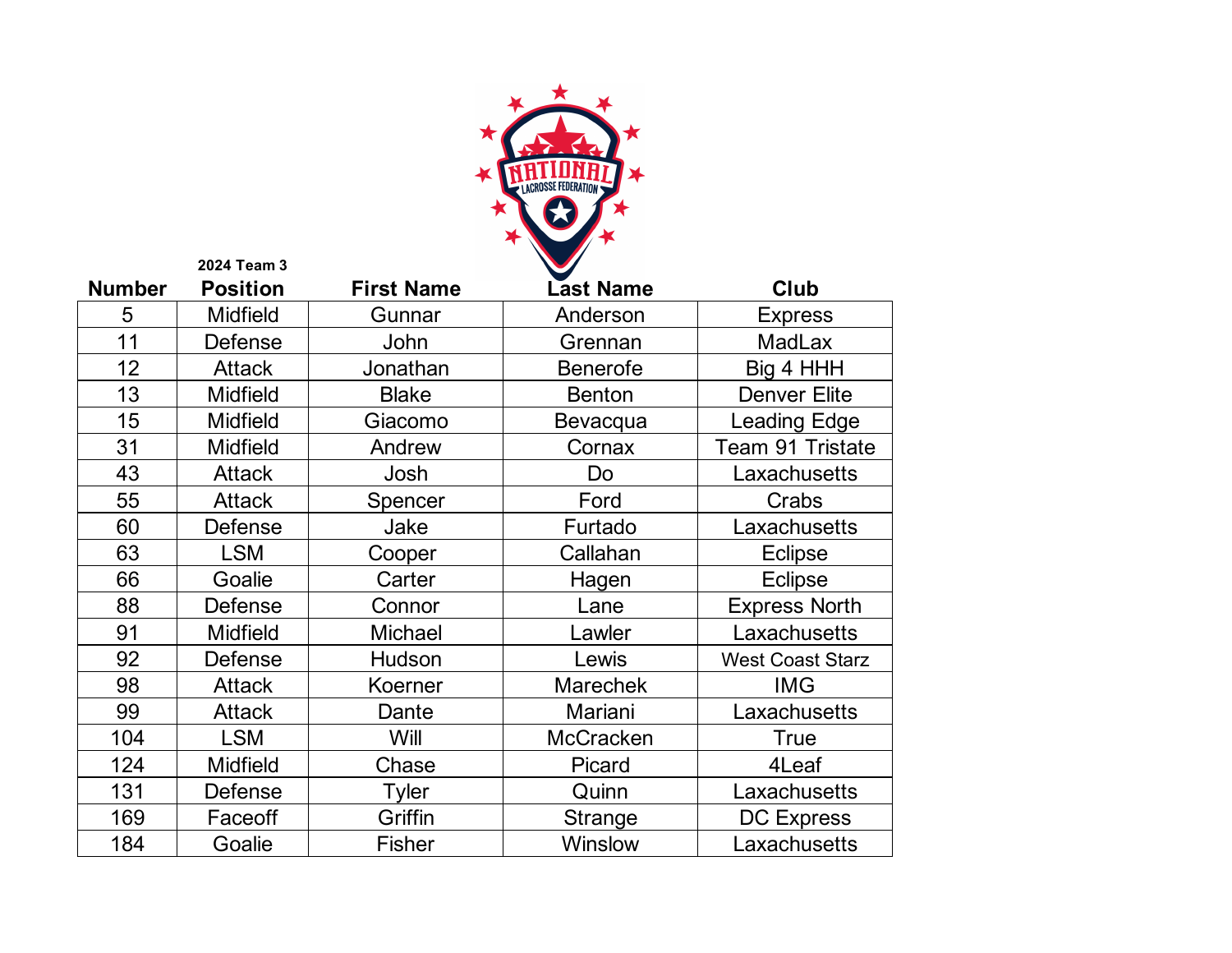**2024 Team 3**

| Number | Position | First Name | Last Name | Club |
|---|---|---|---|---|
| 5 | Midfield | Gunnar | Anderson | Express |
| 11 | Defense | John | Grennan | MadLax |
| 12 | Attack | Jonathan | Benerofe | Big 4 HHH |
| 13 | Midfield | Blake | Benton | Denver Elite |
| 15 | Midfield | Giacomo | Bevacqua | Leading Edge |
| 31 | Midfield | Andrew | Cornax | Team 91 Tristate |
| 43 | Attack | Josh | Do | Laxachusetts |
| 55 | Attack | Spencer | Ford | Crabs |
| 60 | Defense | Jake | Furtado | Laxachusetts |
| 63 | LSM | Cooper | Callahan | Eclipse |
| 66 | Goalie | Carter | Hagen | Eclipse |
| 88 | Defense | Connor | Lane | Express North |
| 91 | Midfield | Michael | Lawler | Laxachusetts |
| 92 | Defense | Hudson | Lewis | West Coast Starz |
| 98 | Attack | Koerner | Marechek | IMG |
| 99 | Attack | Dante | Mariani | Laxachusetts |
| 104 | LSM | Will | McCracken | True |
| 124 | Midfield | Chase | Picard | 4Leaf |
| 131 | Defense | Tyler | Quinn | Laxachusetts |
| 169 | Faceoff | Griffin | Strange | DC Express |
| 184 | Goalie | Fisher | Winslow | Laxachusetts |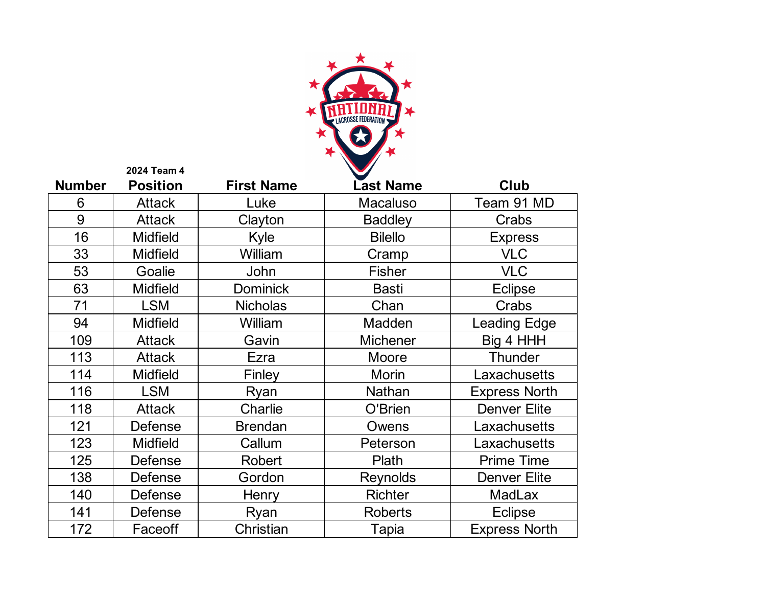**2024 Team 4**

| Number | Position | First Name | Last Name | Club |
|---|---|---|---|---|
| 6 | Attack | Luke | Macaluso | Team 91 MD |
| 9 | Attack | Clayton | Baddley | Crabs |
| 16 | Midfield | Kyle | Bilello | Express |
| 33 | Midfield | William | Cramp | VLC |
| 53 | Goalie | John | Fisher | VLC |
| 63 | Midfield | Dominick | Basti | Eclipse |
| 71 | LSM | Nicholas | Chan | Crabs |
| 94 | Midfield | William | Madden | Leading Edge |
| 109 | Attack | Gavin | Michener | Big 4 HHH |
| 113 | Attack | Ezra | Moore | Thunder |
| 114 | Midfield | Finley | Morin | Laxachusetts |
| 116 | LSM | Ryan | Nathan | Express North |
| 118 | Attack | Charlie | O'Brien | Denver Elite |
| 121 | Defense | Brendan | Owens | Laxachusetts |
| 123 | Midfield | Callum | Peterson | Laxachusetts |
| 125 | Defense | Robert | Plath | Prime Time |
| 138 | Defense | Gordon | Reynolds | Denver Elite |
| 140 | Defense | Henry | Richter | MadLax |
| 141 | Defense | Ryan | Roberts | Eclipse |
| 172 | Faceoff | Christian | Tapia | Express North |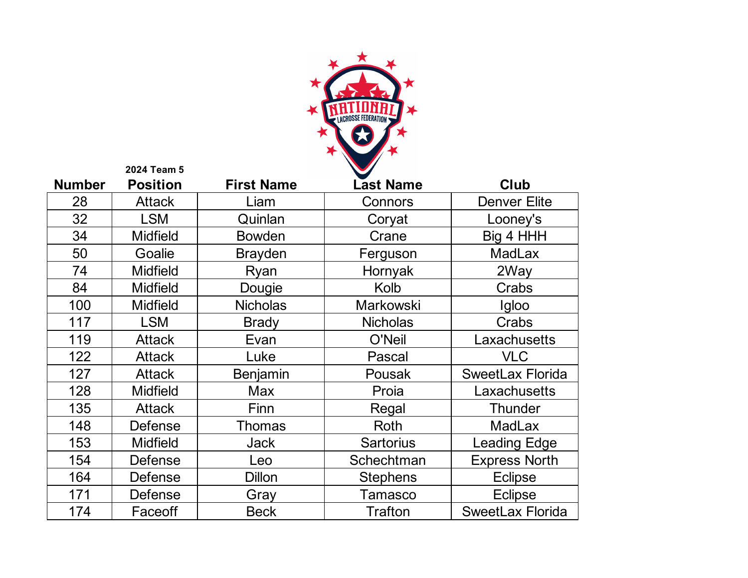2024 Team 5

| Number | Position | First Name | Last Name | Club |
|---|---|---|---|---|
| 28 | Attack | Liam | Connors | Denver Elite |
| 32 | LSM | Quinlan | Coryat | Looney's |
| 34 | Midfield | Bowden | Crane | Big 4 HHH |
| 50 | Goalie | Brayden | Ferguson | MadLax |
| 74 | Midfield | Ryan | Hornyak | 2Way |
| 84 | Midfield | Dougie | Kolb | Crabs |
| 100 | Midfield | Nicholas | Markowski | Igloo |
| 117 | LSM | Brady | Nicholas | Crabs |
| 119 | Attack | Evan | O'Neil | Laxachusetts |
| 122 | Attack | Luke | Pascal | VLC |
| 127 | Attack | Benjamin | Pousak | SweetLax Florida |
| 128 | Midfield | Max | Proia | Laxachusetts |
| 135 | Attack | Finn | Regal | Thunder |
| 148 | Defense | Thomas | Roth | MadLax |
| 153 | Midfield | Jack | Sartorius | Leading Edge |
| 154 | Defense | Leo | Schechtman | Express North |
| 164 | Defense | Dillon | Stephens | Eclipse |
| 171 | Defense | Gray | Tamasco | Eclipse |
| 174 | Faceoff | Beck | Trafton | SweetLax Florida |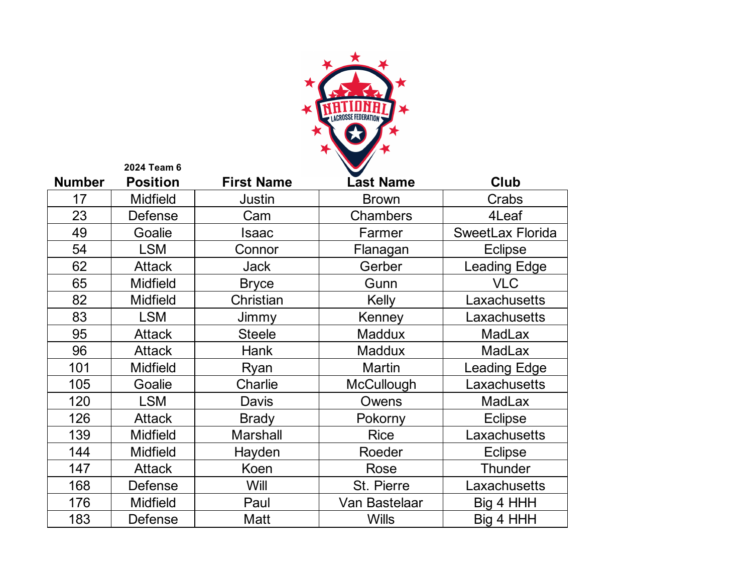2024 Team 6

| Number | Position | First Name | Last Name | Club |
|---|---|---|---|---|
| 17 | Midfield | Justin | Brown | Crabs |
| 23 | Defense | Cam | Chambers | 4Leaf |
| 49 | Goalie | Isaac | Farmer | SweetLax Florida |
| 54 | LSM | Connor | Flanagan | Eclipse |
| 62 | Attack | Jack | Gerber | Leading Edge |
| 65 | Midfield | Bryce | Gunn | VLC |
| 82 | Midfield | Christian | Kelly | Laxachusetts |
| 83 | LSM | Jimmy | Kenney | Laxachusetts |
| 95 | Attack | Steele | Maddux | MadLax |
| 96 | Attack | Hank | Maddux | MadLax |
| 101 | Midfield | Ryan | Martin | Leading Edge |
| 105 | Goalie | Charlie | McCullough | Laxachusetts |
| 120 | LSM | Davis | Owens | MadLax |
| 126 | Attack | Brady | Pokorny | Eclipse |
| 139 | Midfield | Marshall | Rice | Laxachusetts |
| 144 | Midfield | Hayden | Roeder | Eclipse |
| 147 | Attack | Koen | Rose | Thunder |
| 168 | Defense | Will | St. Pierre | Laxachusetts |
| 176 | Midfield | Paul | Van Bastelaar | Big 4 HHH |
| 183 | Defense | Matt | Wills | Big 4 HHH |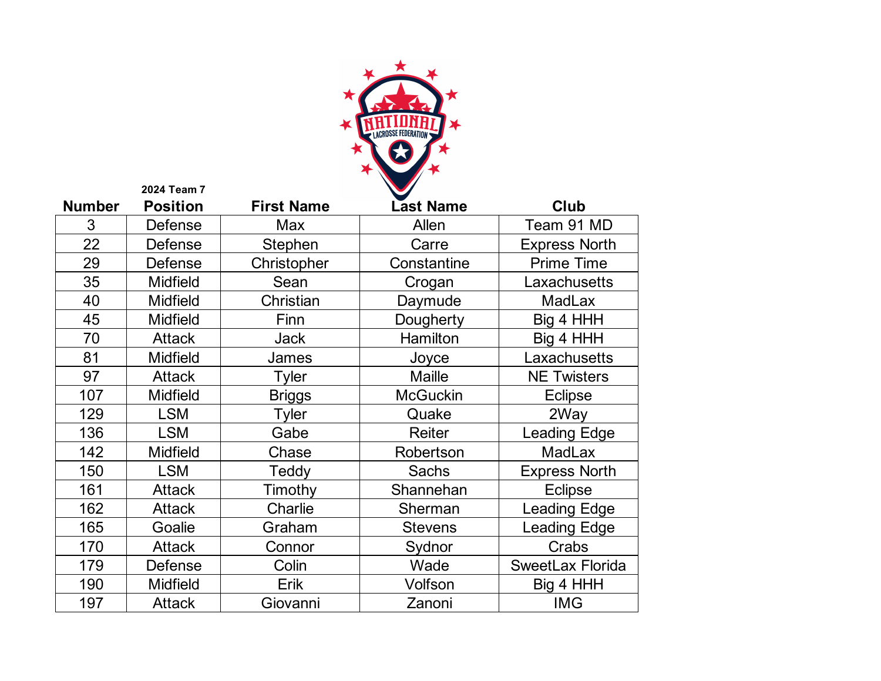2024 Team 7

| Number | Position | First Name | Last Name | Club |
|---|---|---|---|---|
| 3 | Defense | Max | Allen | Team 91 MD |
| 22 | Defense | Stephen | Carre | Express North |
| 29 | Defense | Christopher | Constantine | Prime Time |
| 35 | Midfield | Sean | Crogan | Laxachusetts |
| 40 | Midfield | Christian | Daymude | MadLax |
| 45 | Midfield | Finn | Dougherty | Big 4 HHH |
| 70 | Attack | Jack | Hamilton | Big 4 HHH |
| 81 | Midfield | James | Joyce | Laxachusetts |
| 97 | Attack | Tyler | Maille | NE Twisters |
| 107 | Midfield | Briggs | McGuckin | Eclipse |
| 129 | LSM | Tyler | Quake | 2Way |
| 136 | LSM | Gabe | Reiter | Leading Edge |
| 142 | Midfield | Chase | Robertson | MadLax |
| 150 | LSM | Teddy | Sachs | Express North |
| 161 | Attack | Timothy | Shannehan | Eclipse |
| 162 | Attack | Charlie | Sherman | Leading Edge |
| 165 | Goalie | Graham | Stevens | Leading Edge |
| 170 | Attack | Connor | Sydnor | Crabs |
| 179 | Defense | Colin | Wade | SweetLax Florida |
| 190 | Midfield | Erik | Volfson | Big 4 HHH |
| 197 | Attack | Giovanni | Zanoni | IMG |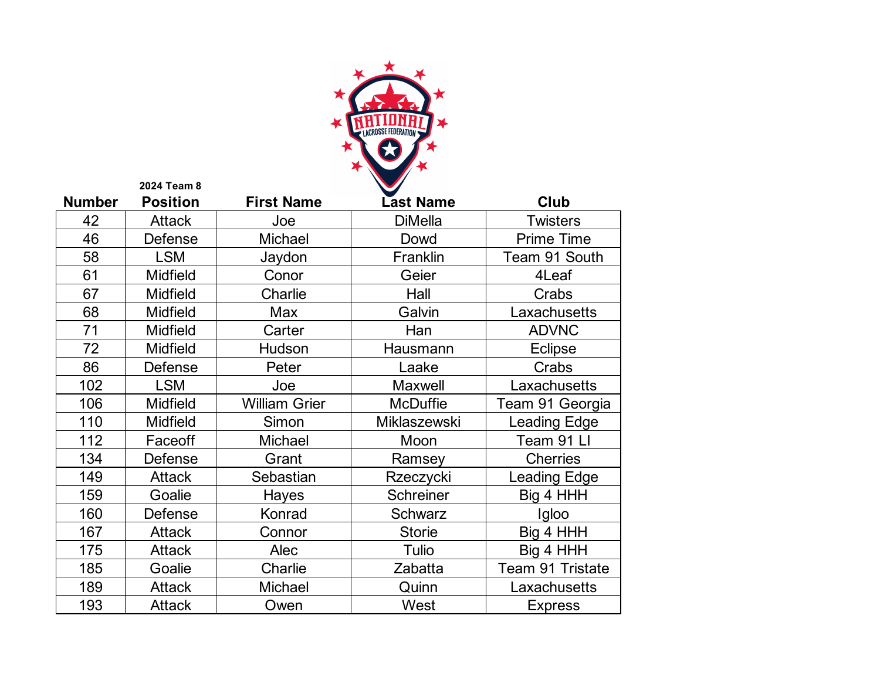2024 Team 8

| Number | Position | First Name | Last Name | Club |
|---|---|---|---|---|
| 42 | Attack | Joe | DiMella | Twisters |
| 46 | Defense | Michael | Dowd | Prime Time |
| 58 | LSM | Jaydon | Franklin | Team 91 South |
| 61 | Midfield | Conor | Geier | 4Leaf |
| 67 | Midfield | Charlie | Hall | Crabs |
| 68 | Midfield | Max | Galvin | Laxachusetts |
| 71 | Midfield | Carter | Han | ADVNC |
| 72 | Midfield | Hudson | Hausmann | Eclipse |
| 86 | Defense | Peter | Laake | Crabs |
| 102 | LSM | Joe | Maxwell | Laxachusetts |
| 106 | Midfield | William Grier | McDuffie | Team 91 Georgia |
| 110 | Midfield | Simon | Miklaszewski | Leading Edge |
| 112 | Faceoff | Michael | Moon | Team 91 LI |
| 134 | Defense | Grant | Ramsey | Cherries |
| 149 | Attack | Sebastian | Rzeczycki | Leading Edge |
| 159 | Goalie | Hayes | Schreiner | Big 4 HHH |
| 160 | Defense | Konrad | Schwarz | Igloo |
| 167 | Attack | Connor | Storie | Big 4 HHH |
| 175 | Attack | Alec | Tulio | Big 4 HHH |
| 185 | Goalie | Charlie | Zabatta | Team 91 Tristate |
| 189 | Attack | Michael | Quinn | Laxachusetts |
| 193 | Attack | Owen | West | Express |